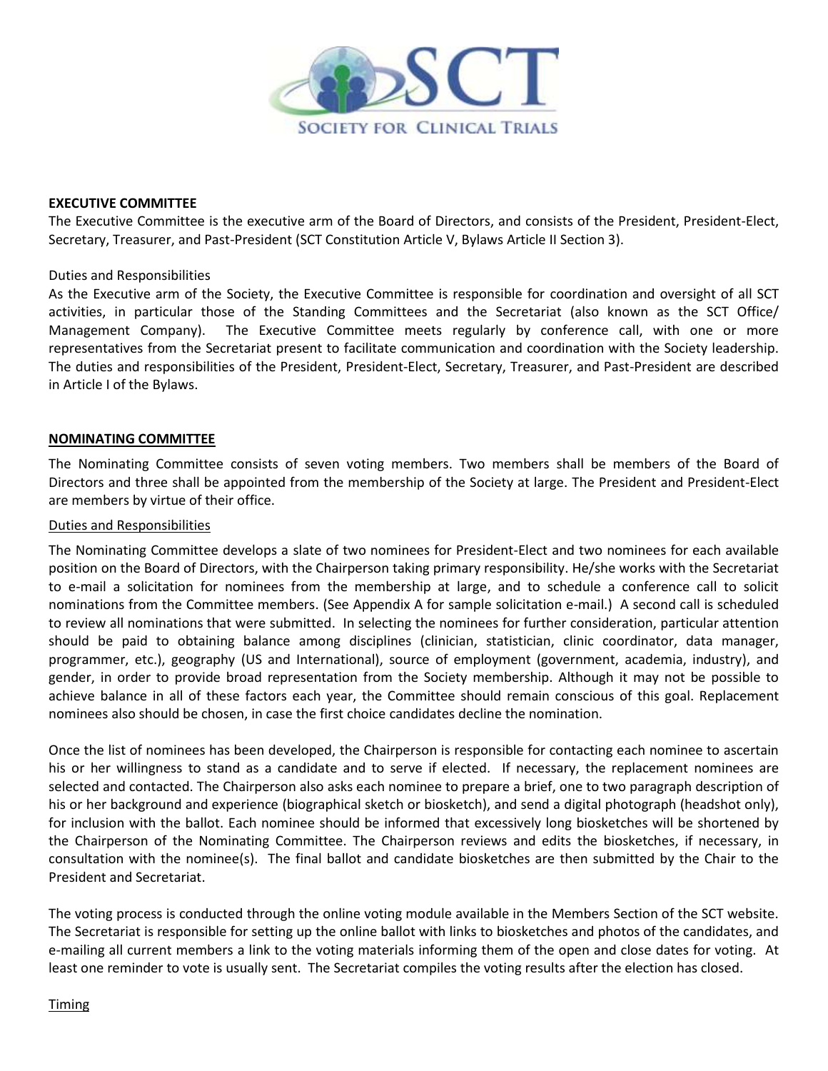SCT

SOCIETY FOR CLINICAL TRIALS

**EXECUTIVE COMMITTEE**

The Executive Committee is the executive arm of the Board of Directors, and consists of the President, President-Elect, Secretary, Treasurer, and Past-President (SCT Constitution Article V, Bylaws Article II Section 3).

Duties and Responsibilities

As the Executive arm of the Society, the Executive Committee is responsible for coordination and oversight of all SCT activities, in particular those of the Standing Committees and the Secretariat (also known as the SCT Office/ Management Company). The Executive Committee meets regularly by conference call, with one or more representatives from the Secretariat present to facilitate communication and coordination with the Society leadership. The duties and responsibilities of the President, President-Elect, Secretary, Treasurer, and Past-President are described in Article I of the Bylaws.

**NOMINATING COMMITTEE**

The Nominating Committee consists of seven voting members. Two members shall be members of the Board of Directors and three shall be appointed from the membership of the Society at large. The President and President-Elect are members by virtue of their office.

Duties and Responsibilities

The Nominating Committee develops a slate of two nominees for President-Elect and two nominees for each available position on the Board of Directors, with the Chairperson taking primary responsibility. He/she works with the Secretariat to e-mail a solicitation for nominees from the membership at large, and to schedule a conference call to solicit nominations from the Committee members. (See Appendix A for sample solicitation e-mail.) A second call is scheduled to review all nominations that were submitted. In selecting the nominees for further consideration, particular attention should be paid to obtaining balance among disciplines (clinician, statistician, clinic coordinator, data manager, programmer, etc.), geography (US and International), source of employment (government, academia, industry), and gender, in order to provide broad representation from the Society membership. Although it may not be possible to achieve balance in all of these factors each year, the Committee should remain conscious of this goal. Replacement nominees also should be chosen, in case the first choice candidates decline the nomination.

Once the list of nominees has been developed, the Chairperson is responsible for contacting each nominee to ascertain his or her willingness to stand as a candidate and to serve if elected. If necessary, the replacement nominees are selected and contacted. The Chairperson also asks each nominee to prepare a brief, one to two paragraph description of his or her background and experience (biographical sketch or biosketch), and send a digital photograph (headshot only), for inclusion with the ballot. Each nominee should be informed that excessively long biosketches will be shortened by the Chairperson of the Nominating Committee. The Chairperson reviews and edits the biosketches, if necessary, in consultation with the nominee(s). The final ballot and candidate biosketches are then submitted by the Chair to the President and Secretariat.

The voting process is conducted through the online voting module available in the Members Section of the SCT website. The Secretariat is responsible for setting up the online ballot with links to biosketches and photos of the candidates, and e-mailing all current members a link to the voting materials informing them of the open and close dates for voting. At least one reminder to vote is usually sent. The Secretariat compiles the voting results after the election has closed.

Timing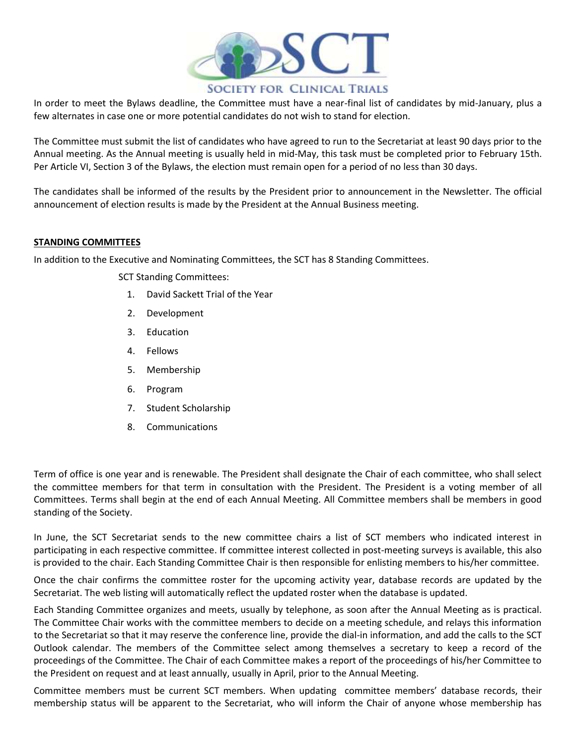In order to meet the Bylaws deadline, the Committee must have a near-final list of candidates by mid-January, plus a few alternates in case one or more potential candidates do not wish to stand for election.

The Committee must submit the list of candidates who have agreed to run to the Secretariat at least 90 days prior to the Annual meeting. As the Annual meeting is usually held in mid-May, this task must be completed prior to February 15th. Per Article VI, Section 3 of the Bylaws, the election must remain open for a period of no less than 30 days.

The candidates shall be informed of the results by the President prior to announcement in the Newsletter. The official announcement of election results is made by the President at the Annual Business meeting.

## STANDING COMMITTEES

In addition to the Executive and Nominating Committees, the SCT has 8 Standing Committees.

SCT Standing Committees:

1. David Sackett Trial of the Year
2. Development
3. Education
4. Fellows
5. Membership
6. Program
7. Student Scholarship
8. Communications

Term of office is one year and is renewable. The President shall designate the Chair of each committee, who shall select the committee members for that term in consultation with the President. The President is a voting member of all Committees. Terms shall begin at the end of each Annual Meeting. All Committee members shall be members in good standing of the Society.

In June, the SCT Secretariat sends to the new committee chairs a list of SCT members who indicated interest in participating in each respective committee. If committee interest collected in post-meeting surveys is available, this also is provided to the chair. Each Standing Committee Chair is then responsible for enlisting members to his/her committee.

Once the chair confirms the committee roster for the upcoming activity year, database records are updated by the Secretariat. The web listing will automatically reflect the updated roster when the database is updated.

Each Standing Committee organizes and meets, usually by telephone, as soon after the Annual Meeting as is practical. The Committee Chair works with the committee members to decide on a meeting schedule, and relays this information to the Secretariat so that it may reserve the conference line, provide the dial-in information, and add the calls to the SCT Outlook calendar. The members of the Committee select among themselves a secretary to keep a record of the proceedings of the Committee. The Chair of each Committee makes a report of the proceedings of his/her Committee to the President on request and at least annually, usually in April, prior to the Annual Meeting.

Committee members must be current SCT members. When updating committee members' database records, their membership status will be apparent to the Secretariat, who will inform the Chair of anyone whose membership has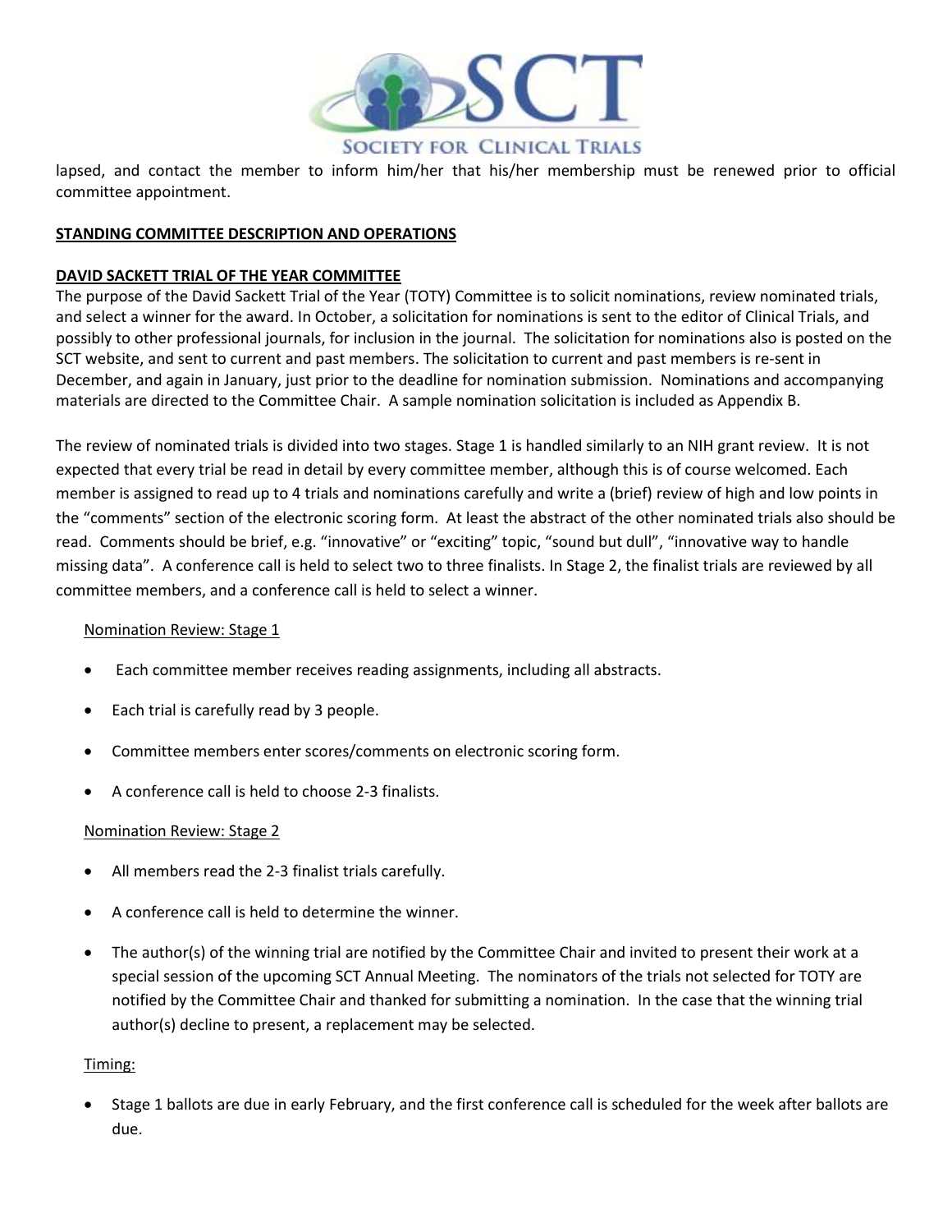lapsed, and contact the member to inform him/her that his/her membership must be renewed prior to official committee appointment.

**STANDING COMMITTEE DESCRIPTION AND OPERATIONS**

**DAVID SACKETT TRIAL OF THE YEAR COMMITTEE**

The purpose of the David Sackett Trial of the Year (TOTY) Committee is to solicit nominations, review nominated trials, and select a winner for the award. In October, a solicitation for nominations is sent to the editor of Clinical Trials, and possibly to other professional journals, for inclusion in the journal. The solicitation for nominations also is posted on the SCT website, and sent to current and past members. The solicitation to current and past members is re-sent in December, and again in January, just prior to the deadline for nomination submission. Nominations and accompanying materials are directed to the Committee Chair. A sample nomination solicitation is included as Appendix B.

The review of nominated trials is divided into two stages. Stage 1 is handled similarly to an NIH grant review. It is not expected that every trial be read in detail by every committee member, although this is of course welcomed. Each member is assigned to read up to 4 trials and nominations carefully and write a (brief) review of high and low points in the "comments" section of the electronic scoring form. At least the abstract of the other nominated trials also should be read. Comments should be brief, e.g. "innovative" or "exciting" topic, "sound but dull", "innovative way to handle missing data". A conference call is held to select two to three finalists. In Stage 2, the finalist trials are reviewed by all committee members, and a conference call is held to select a winner.

Nomination Review: Stage 1

- Each committee member receives reading assignments, including all abstracts.
- Each trial is carefully read by 3 people.
- Committee members enter scores/comments on electronic scoring form.
- A conference call is held to choose 2-3 finalists.

Nomination Review: Stage 2

- All members read the 2-3 finalist trials carefully.
- A conference call is held to determine the winner.
- The author(s) of the winning trial are notified by the Committee Chair and invited to present their work at a special session of the upcoming SCT Annual Meeting. The nominators of the trials not selected for TOTY are notified by the Committee Chair and thanked for submitting a nomination. In the case that the winning trial author(s) decline to present, a replacement may be selected.

Timing:

- Stage 1 ballots are due in early February, and the first conference call is scheduled for the week after ballots are due.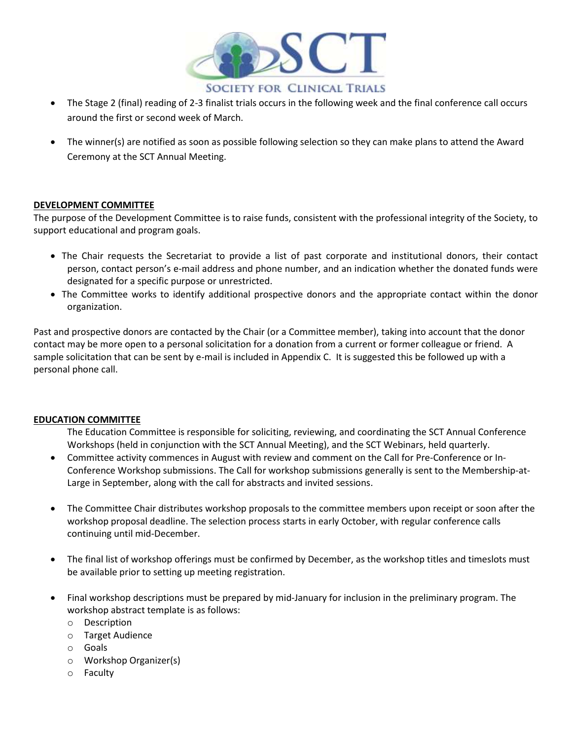- The Stage 2 (final) reading of 2-3 finalist trials occurs in the following week and the final conference call occurs around the first or second week of March.
- The winner(s) are notified as soon as possible following selection so they can make plans to attend the Award Ceremony at the SCT Annual Meeting.

**DEVELOPMENT COMMITTEE**

The purpose of the Development Committee is to raise funds, consistent with the professional integrity of the Society, to support educational and program goals.

- The Chair requests the Secretariat to provide a list of past corporate and institutional donors, their contact person, contact person's e-mail address and phone number, and an indication whether the donated funds were designated for a specific purpose or unrestricted.
- The Committee works to identify additional prospective donors and the appropriate contact within the donor organization.

Past and prospective donors are contacted by the Chair (or a Committee member), taking into account that the donor contact may be more open to a personal solicitation for a donation from a current or former colleague or friend. A sample solicitation that can be sent by e-mail is included in Appendix C. It is suggested this be followed up with a personal phone call.

**EDUCATION COMMITTEE**

The Education Committee is responsible for soliciting, reviewing, and coordinating the SCT Annual Conference Workshops (held in conjunction with the SCT Annual Meeting), and the SCT Webinars, held quarterly.

- Committee activity commences in August with review and comment on the Call for Pre-Conference or In-Conference Workshop submissions. The Call for workshop submissions generally is sent to the Membership-at-Large in September, along with the call for abstracts and invited sessions.
- The Committee Chair distributes workshop proposals to the committee members upon receipt or soon after the workshop proposal deadline. The selection process starts in early October, with regular conference calls continuing until mid-December.
- The final list of workshop offerings must be confirmed by December, as the workshop titles and timeslots must be available prior to setting up meeting registration.
- Final workshop descriptions must be prepared by mid-January for inclusion in the preliminary program. The workshop abstract template is as follows:
  - Description
  - Target Audience
  - Goals
  - Workshop Organizer(s)
  - Faculty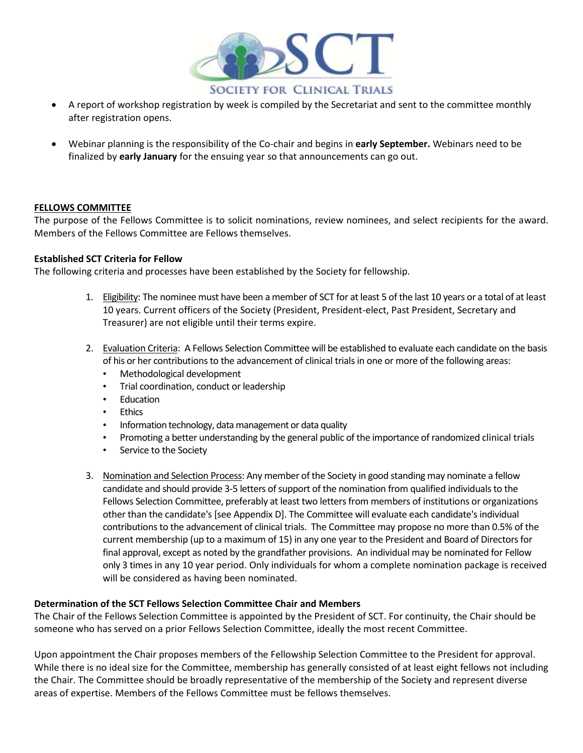- A report of workshop registration by week is compiled by the Secretariat and sent to the committee monthly after registration opens.

- Webinar planning is the responsibility of the Co-chair and begins in **early September.** Webinars need to be finalized by **early January** for the ensuing year so that announcements can go out.

## FELLOWS COMMITTEE

The purpose of the Fellows Committee is to solicit nominations, review nominees, and select recipients for the award. Members of the Fellows Committee are Fellows themselves.

### Established SCT Criteria for Fellow

The following criteria and processes have been established by the Society for fellowship.

1. Eligibility: The nominee must have been a member of SCT for at least 5 of the last 10 years or a total of at least 10 years. Current officers of the Society (President, President-elect, Past President, Secretary and Treasurer) are not eligible until their terms expire.

2. Evaluation Criteria: A Fellows Selection Committee will be established to evaluate each candidate on the basis of his or her contributions to the advancement of clinical trials in one or more of the following areas:
   - Methodological development
   - Trial coordination, conduct or leadership
   - Education
   - Ethics
   - Information technology, data management or data quality
   - Promoting a better understanding by the general public of the importance of randomized clinical trials
   - Service to the Society

3. Nomination and Selection Process: Any member of the Society in good standing may nominate a fellow candidate and should provide 3-5 letters of support of the nomination from qualified individuals to the Fellows Selection Committee, preferably at least two letters from members of institutions or organizations other than the candidate's [see Appendix D]. The Committee will evaluate each candidate's individual contributions to the advancement of clinical trials. The Committee may propose no more than 0.5% of the current membership (up to a maximum of 15) in any one year to the President and Board of Directors for final approval, except as noted by the grandfather provisions. An individual may be nominated for Fellow only 3 times in any 10 year period. Only individuals for whom a complete nomination package is received will be considered as having been nominated.

### Determination of the SCT Fellows Selection Committee Chair and Members

The Chair of the Fellows Selection Committee is appointed by the President of SCT. For continuity, the Chair should be someone who has served on a prior Fellows Selection Committee, ideally the most recent Committee.

Upon appointment the Chair proposes members of the Fellowship Selection Committee to the President for approval. While there is no ideal size for the Committee, membership has generally consisted of at least eight fellows not including the Chair. The Committee should be broadly representative of the membership of the Society and represent diverse areas of expertise. Members of the Fellows Committee must be fellows themselves.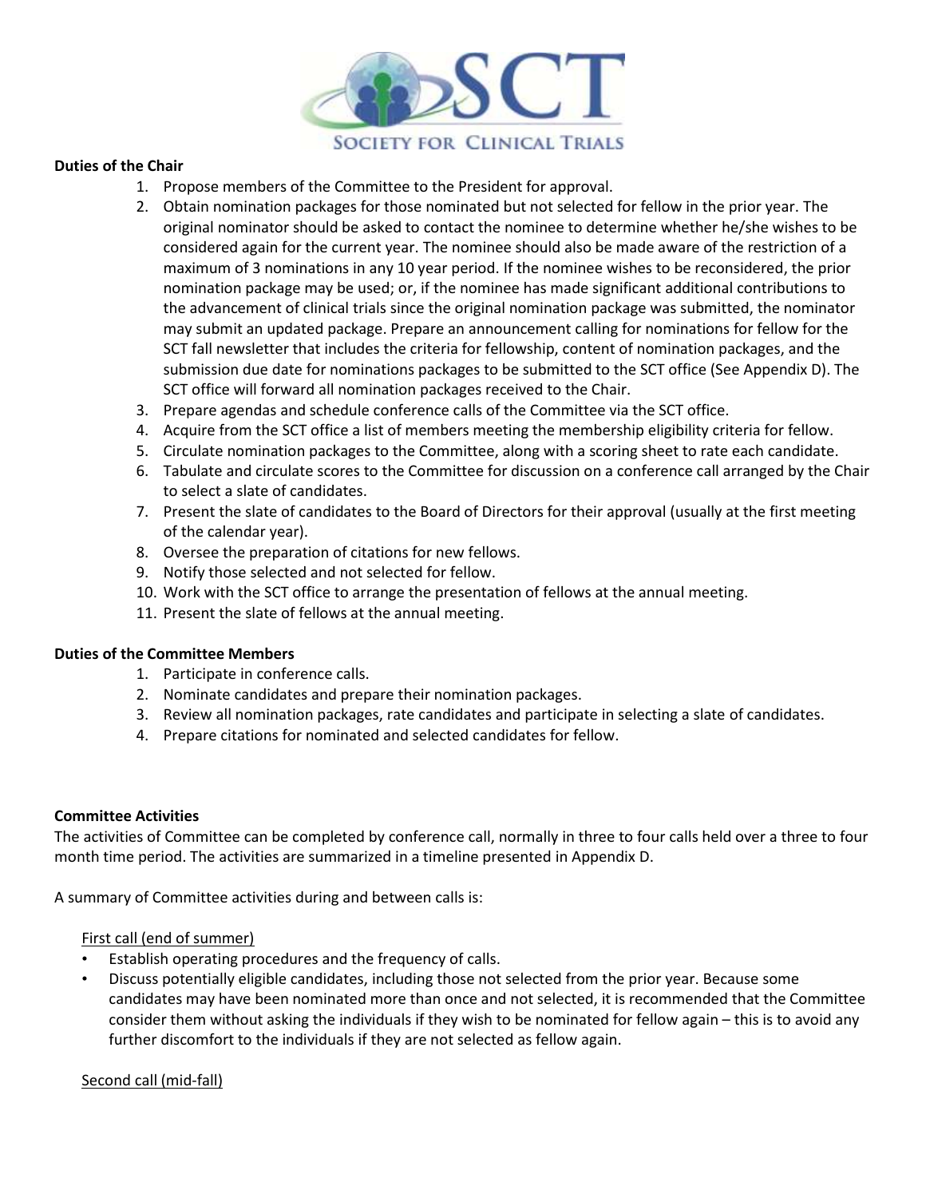**Duties of the Chair**

1. Propose members of the Committee to the President for approval.
2. Obtain nomination packages for those nominated but not selected for fellow in the prior year. The original nominator should be asked to contact the nominee to determine whether he/she wishes to be considered again for the current year. The nominee should also be made aware of the restriction of a maximum of 3 nominations in any 10 year period. If the nominee wishes to be reconsidered, the prior nomination package may be used; or, if the nominee has made significant additional contributions to the advancement of clinical trials since the original nomination package was submitted, the nominator may submit an updated package. Prepare an announcement calling for nominations for fellow for the SCT fall newsletter that includes the criteria for fellowship, content of nomination packages, and the submission due date for nominations packages to be submitted to the SCT office (See Appendix D). The SCT office will forward all nomination packages received to the Chair.
3. Prepare agendas and schedule conference calls of the Committee via the SCT office.
4. Acquire from the SCT office a list of members meeting the membership eligibility criteria for fellow.
5. Circulate nomination packages to the Committee, along with a scoring sheet to rate each candidate.
6. Tabulate and circulate scores to the Committee for discussion on a conference call arranged by the Chair to select a slate of candidates.
7. Present the slate of candidates to the Board of Directors for their approval (usually at the first meeting of the calendar year).
8. Oversee the preparation of citations for new fellows.
9. Notify those selected and not selected for fellow.
10. Work with the SCT office to arrange the presentation of fellows at the annual meeting.
11. Present the slate of fellows at the annual meeting.

**Duties of the Committee Members**

1. Participate in conference calls.
2. Nominate candidates and prepare their nomination packages.
3. Review all nomination packages, rate candidates and participate in selecting a slate of candidates.
4. Prepare citations for nominated and selected candidates for fellow.

**Committee Activities**

The activities of Committee can be completed by conference call, normally in three to four calls held over a three to four month time period. The activities are summarized in a timeline presented in Appendix D.

A summary of Committee activities during and between calls is:

First call (end of summer)

- Establish operating procedures and the frequency of calls.
- Discuss potentially eligible candidates, including those not selected from the prior year. Because some candidates may have been nominated more than once and not selected, it is recommended that the Committee consider them without asking the individuals if they wish to be nominated for fellow again – this is to avoid any further discomfort to the individuals if they are not selected as fellow again.

Second call (mid-fall)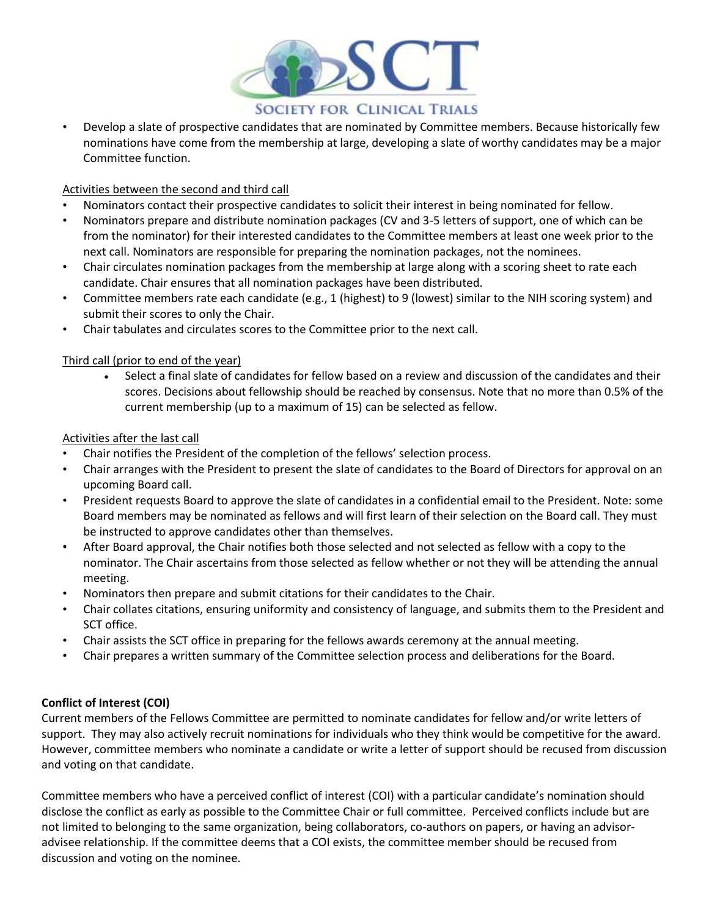- Develop a slate of prospective candidates that are nominated by Committee members. Because historically few nominations have come from the membership at large, developing a slate of worthy candidates may be a major Committee function.

Activities between the second and third call

- Nominators contact their prospective candidates to solicit their interest in being nominated for fellow.
- Nominators prepare and distribute nomination packages (CV and 3-5 letters of support, one of which can be from the nominator) for their interested candidates to the Committee members at least one week prior to the next call. Nominators are responsible for preparing the nomination packages, not the nominees.
- Chair circulates nomination packages from the membership at large along with a scoring sheet to rate each candidate. Chair ensures that all nomination packages have been distributed.
- Committee members rate each candidate (e.g., 1 (highest) to 9 (lowest) similar to the NIH scoring system) and submit their scores to only the Chair.
- Chair tabulates and circulates scores to the Committee prior to the next call.

Third call (prior to end of the year)

- Select a final slate of candidates for fellow based on a review and discussion of the candidates and their scores. Decisions about fellowship should be reached by consensus. Note that no more than 0.5% of the current membership (up to a maximum of 15) can be selected as fellow.

Activities after the last call

- Chair notifies the President of the completion of the fellows' selection process.
- Chair arranges with the President to present the slate of candidates to the Board of Directors for approval on an upcoming Board call.
- President requests Board to approve the slate of candidates in a confidential email to the President. Note: some Board members may be nominated as fellows and will first learn of their selection on the Board call. They must be instructed to approve candidates other than themselves.
- After Board approval, the Chair notifies both those selected and not selected as fellow with a copy to the nominator. The Chair ascertains from those selected as fellow whether or not they will be attending the annual meeting.
- Nominators then prepare and submit citations for their candidates to the Chair.
- Chair collates citations, ensuring uniformity and consistency of language, and submits them to the President and SCT office.
- Chair assists the SCT office in preparing for the fellows awards ceremony at the annual meeting.
- Chair prepares a written summary of the Committee selection process and deliberations for the Board.

**Conflict of Interest (COI)**

Current members of the Fellows Committee are permitted to nominate candidates for fellow and/or write letters of support. They may also actively recruit nominations for individuals who they think would be competitive for the award. However, committee members who nominate a candidate or write a letter of support should be recused from discussion and voting on that candidate.

Committee members who have a perceived conflict of interest (COI) with a particular candidate's nomination should disclose the conflict as early as possible to the Committee Chair or full committee. Perceived conflicts include but are not limited to belonging to the same organization, being collaborators, co-authors on papers, or having an advisor-advisee relationship. If the committee deems that a COI exists, the committee member should be recused from discussion and voting on the nominee.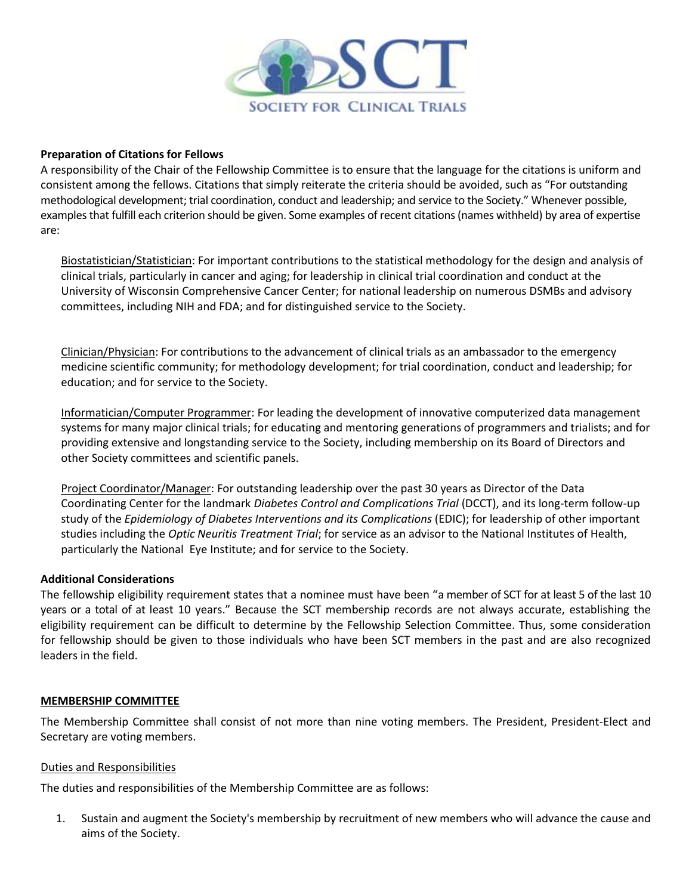**Preparation of Citations for Fellows**

A responsibility of the Chair of the Fellowship Committee is to ensure that the language for the citations is uniform and consistent among the fellows. Citations that simply reiterate the criteria should be avoided, such as "For outstanding methodological development; trial coordination, conduct and leadership; and service to the Society." Whenever possible, examples that fulfill each criterion should be given. Some examples of recent citations (names withheld) by area of expertise are:

Biostatistician/Statistician: For important contributions to the statistical methodology for the design and analysis of clinical trials, particularly in cancer and aging; for leadership in clinical trial coordination and conduct at the University of Wisconsin Comprehensive Cancer Center; for national leadership on numerous DSMBs and advisory committees, including NIH and FDA; and for distinguished service to the Society.

Clinician/Physician: For contributions to the advancement of clinical trials as an ambassador to the emergency medicine scientific community; for methodology development; for trial coordination, conduct and leadership; for education; and for service to the Society.

Informatician/Computer Programmer: For leading the development of innovative computerized data management systems for many major clinical trials; for educating and mentoring generations of programmers and trialists; and for providing extensive and longstanding service to the Society, including membership on its Board of Directors and other Society committees and scientific panels.

Project Coordinator/Manager: For outstanding leadership over the past 30 years as Director of the Data Coordinating Center for the landmark *Diabetes Control and Complications Trial* (DCCT), and its long-term follow-up study of the *Epidemiology of Diabetes Interventions and its Complications* (EDIC); for leadership of other important studies including the *Optic Neuritis Treatment Trial*; for service as an advisor to the National Institutes of Health, particularly the National Eye Institute; and for service to the Society.

**Additional Considerations**

The fellowship eligibility requirement states that a nominee must have been "a member of SCT for at least 5 of the last 10 years or a total of at least 10 years." Because the SCT membership records are not always accurate, establishing the eligibility requirement can be difficult to determine by the Fellowship Selection Committee. Thus, some consideration for fellowship should be given to those individuals who have been SCT members in the past and are also recognized leaders in the field.

**MEMBERSHIP COMMITTEE**

The Membership Committee shall consist of not more than nine voting members. The President, President-Elect and Secretary are voting members.

Duties and Responsibilities

The duties and responsibilities of the Membership Committee are as follows:

1. Sustain and augment the Society's membership by recruitment of new members who will advance the cause and aims of the Society.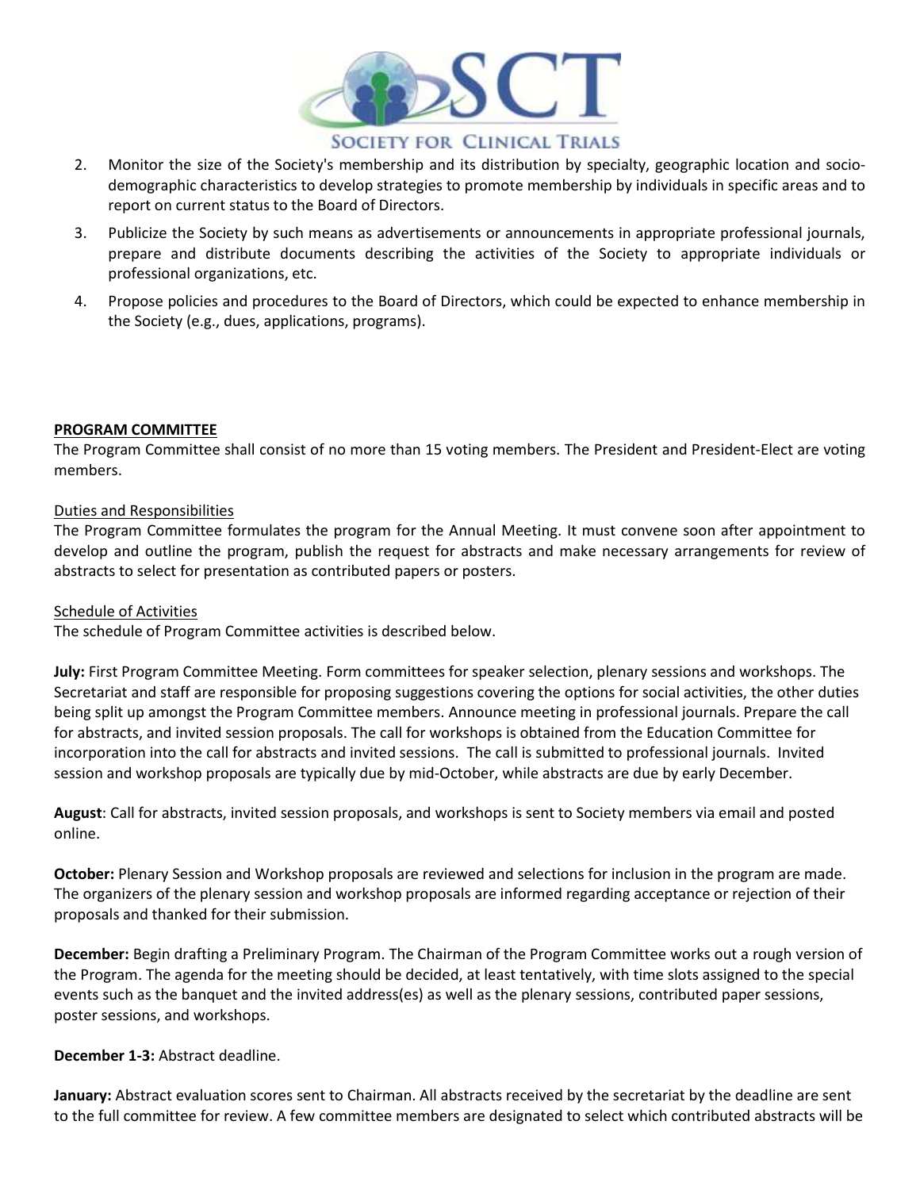2. Monitor the size of the Society's membership and its distribution by specialty, geographic location and socio-demographic characteristics to develop strategies to promote membership by individuals in specific areas and to report on current status to the Board of Directors.
3. Publicize the Society by such means as advertisements or announcements in appropriate professional journals, prepare and distribute documents describing the activities of the Society to appropriate individuals or professional organizations, etc.
4. Propose policies and procedures to the Board of Directors, which could be expected to enhance membership in the Society (e.g., dues, applications, programs).

**PROGRAM COMMITTEE**

The Program Committee shall consist of no more than 15 voting members. The President and President-Elect are voting members.

Duties and Responsibilities

The Program Committee formulates the program for the Annual Meeting. It must convene soon after appointment to develop and outline the program, publish the request for abstracts and make necessary arrangements for review of abstracts to select for presentation as contributed papers or posters.

Schedule of Activities

The schedule of Program Committee activities is described below.

**July:** First Program Committee Meeting. Form committees for speaker selection, plenary sessions and workshops. The Secretariat and staff are responsible for proposing suggestions covering the options for social activities, the other duties being split up amongst the Program Committee members. Announce meeting in professional journals. Prepare the call for abstracts, and invited session proposals. The call for workshops is obtained from the Education Committee for incorporation into the call for abstracts and invited sessions. The call is submitted to professional journals. Invited session and workshop proposals are typically due by mid-October, while abstracts are due by early December.

**August**: Call for abstracts, invited session proposals, and workshops is sent to Society members via email and posted online.

**October:** Plenary Session and Workshop proposals are reviewed and selections for inclusion in the program are made. The organizers of the plenary session and workshop proposals are informed regarding acceptance or rejection of their proposals and thanked for their submission.

**December:** Begin drafting a Preliminary Program. The Chairman of the Program Committee works out a rough version of the Program. The agenda for the meeting should be decided, at least tentatively, with time slots assigned to the special events such as the banquet and the invited address(es) as well as the plenary sessions, contributed paper sessions, poster sessions, and workshops.

**December 1-3:** Abstract deadline.

**January:** Abstract evaluation scores sent to Chairman. All abstracts received by the secretariat by the deadline are sent to the full committee for review. A few committee members are designated to select which contributed abstracts will be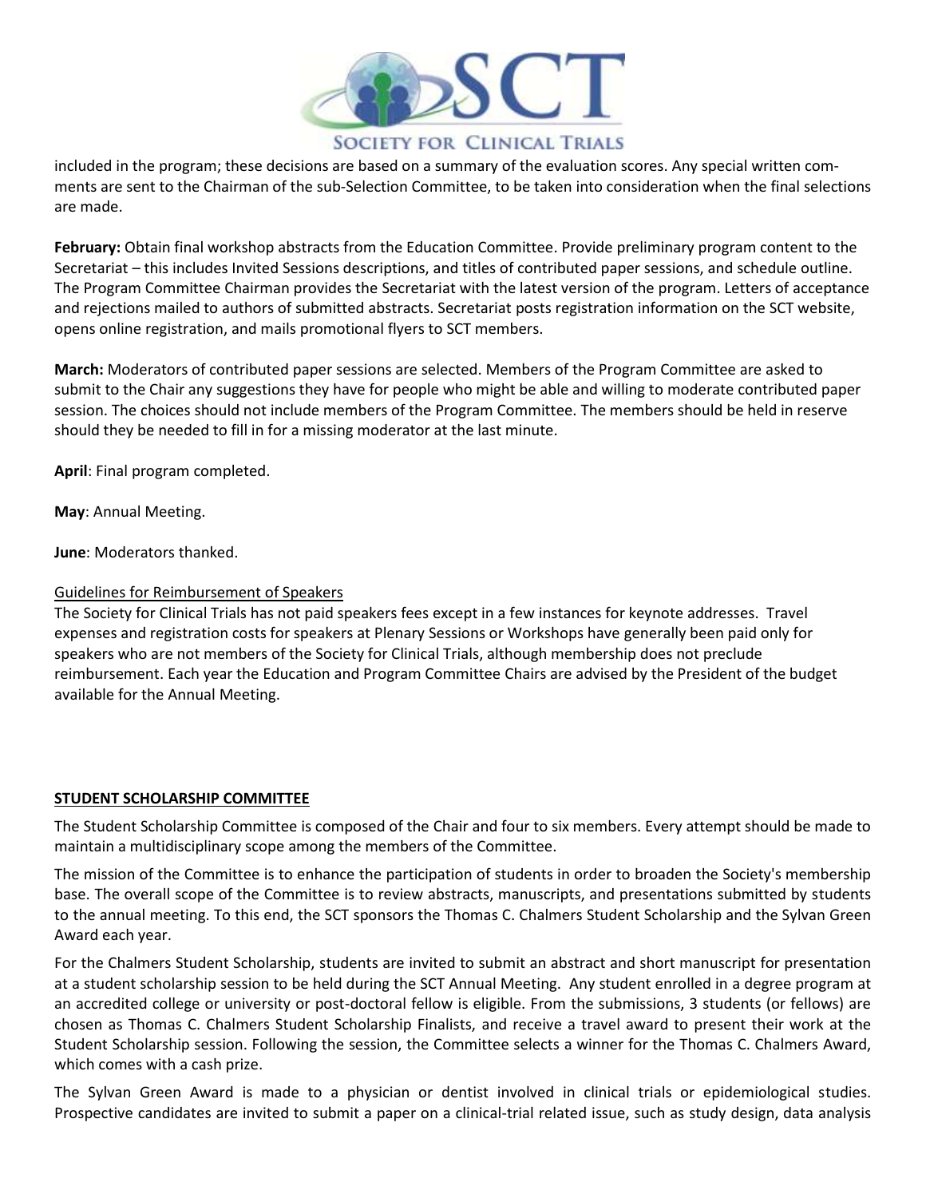included in the program; these decisions are based on a summary of the evaluation scores. Any special written comments are sent to the Chairman of the sub-Selection Committee, to be taken into consideration when the final selections are made.

**February:** Obtain final workshop abstracts from the Education Committee. Provide preliminary program content to the Secretariat – this includes Invited Sessions descriptions, and titles of contributed paper sessions, and schedule outline. The Program Committee Chairman provides the Secretariat with the latest version of the program. Letters of acceptance and rejections mailed to authors of submitted abstracts. Secretariat posts registration information on the SCT website, opens online registration, and mails promotional flyers to SCT members.

**March:** Moderators of contributed paper sessions are selected. Members of the Program Committee are asked to submit to the Chair any suggestions they have for people who might be able and willing to moderate contributed paper session. The choices should not include members of the Program Committee. The members should be held in reserve should they be needed to fill in for a missing moderator at the last minute.

**April**: Final program completed.

**May**: Annual Meeting.

**June**: Moderators thanked.

Guidelines for Reimbursement of Speakers

The Society for Clinical Trials has not paid speakers fees except in a few instances for keynote addresses. Travel expenses and registration costs for speakers at Plenary Sessions or Workshops have generally been paid only for speakers who are not members of the Society for Clinical Trials, although membership does not preclude reimbursement. Each year the Education and Program Committee Chairs are advised by the President of the budget available for the Annual Meeting.

## STUDENT SCHOLARSHIP COMMITTEE

The Student Scholarship Committee is composed of the Chair and four to six members. Every attempt should be made to maintain a multidisciplinary scope among the members of the Committee.

The mission of the Committee is to enhance the participation of students in order to broaden the Society's membership base. The overall scope of the Committee is to review abstracts, manuscripts, and presentations submitted by students to the annual meeting. To this end, the SCT sponsors the Thomas C. Chalmers Student Scholarship and the Sylvan Green Award each year.

For the Chalmers Student Scholarship, students are invited to submit an abstract and short manuscript for presentation at a student scholarship session to be held during the SCT Annual Meeting. Any student enrolled in a degree program at an accredited college or university or post-doctoral fellow is eligible. From the submissions, 3 students (or fellows) are chosen as Thomas C. Chalmers Student Scholarship Finalists, and receive a travel award to present their work at the Student Scholarship session. Following the session, the Committee selects a winner for the Thomas C. Chalmers Award, which comes with a cash prize.

The Sylvan Green Award is made to a physician or dentist involved in clinical trials or epidemiological studies. Prospective candidates are invited to submit a paper on a clinical-trial related issue, such as study design, data analysis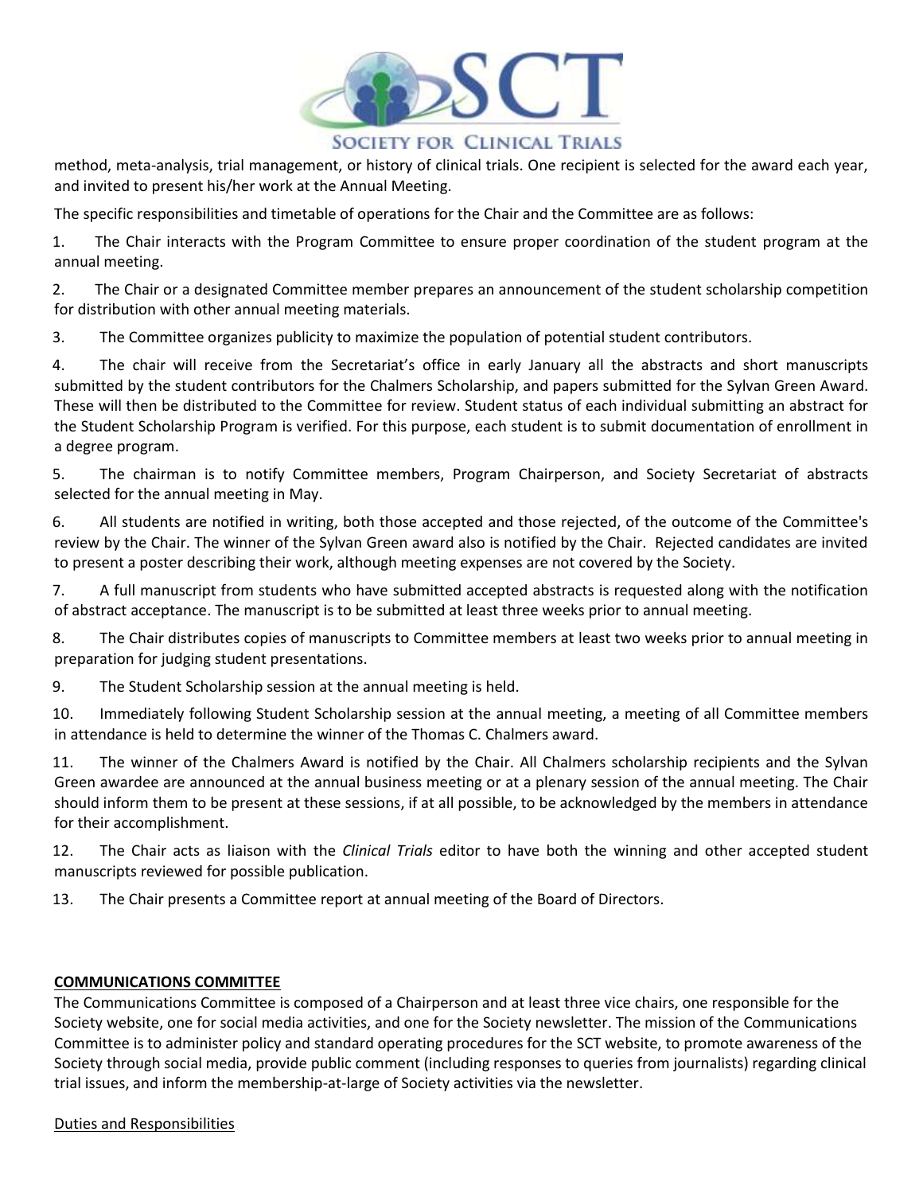method, meta-analysis, trial management, or history of clinical trials. One recipient is selected for the award each year, and invited to present his/her work at the Annual Meeting.

The specific responsibilities and timetable of operations for the Chair and the Committee are as follows:

1. The Chair interacts with the Program Committee to ensure proper coordination of the student program at the annual meeting.
2. The Chair or a designated Committee member prepares an announcement of the student scholarship competition for distribution with other annual meeting materials.
3. The Committee organizes publicity to maximize the population of potential student contributors.
4. The chair will receive from the Secretariat's office in early January all the abstracts and short manuscripts submitted by the student contributors for the Chalmers Scholarship, and papers submitted for the Sylvan Green Award. These will then be distributed to the Committee for review. Student status of each individual submitting an abstract for the Student Scholarship Program is verified. For this purpose, each student is to submit documentation of enrollment in a degree program.
5. The chairman is to notify Committee members, Program Chairperson, and Society Secretariat of abstracts selected for the annual meeting in May.
6. All students are notified in writing, both those accepted and those rejected, of the outcome of the Committee's review by the Chair. The winner of the Sylvan Green award also is notified by the Chair. Rejected candidates are invited to present a poster describing their work, although meeting expenses are not covered by the Society.
7. A full manuscript from students who have submitted accepted abstracts is requested along with the notification of abstract acceptance. The manuscript is to be submitted at least three weeks prior to annual meeting.
8. The Chair distributes copies of manuscripts to Committee members at least two weeks prior to annual meeting in preparation for judging student presentations.
9. The Student Scholarship session at the annual meeting is held.
10. Immediately following Student Scholarship session at the annual meeting, a meeting of all Committee members in attendance is held to determine the winner of the Thomas C. Chalmers award.
11. The winner of the Chalmers Award is notified by the Chair. All Chalmers scholarship recipients and the Sylvan Green awardee are announced at the annual business meeting or at a plenary session of the annual meeting. The Chair should inform them to be present at these sessions, if at all possible, to be acknowledged by the members in attendance for their accomplishment.
12. The Chair acts as liaison with the *Clinical Trials* editor to have both the winning and other accepted student manuscripts reviewed for possible publication.
13. The Chair presents a Committee report at annual meeting of the Board of Directors.

**COMMUNICATIONS COMMITTEE**

The Communications Committee is composed of a Chairperson and at least three vice chairs, one responsible for the Society website, one for social media activities, and one for the Society newsletter. The mission of the Communications Committee is to administer policy and standard operating procedures for the SCT website, to promote awareness of the Society through social media, provide public comment (including responses to queries from journalists) regarding clinical trial issues, and inform the membership-at-large of Society activities via the newsletter.

Duties and Responsibilities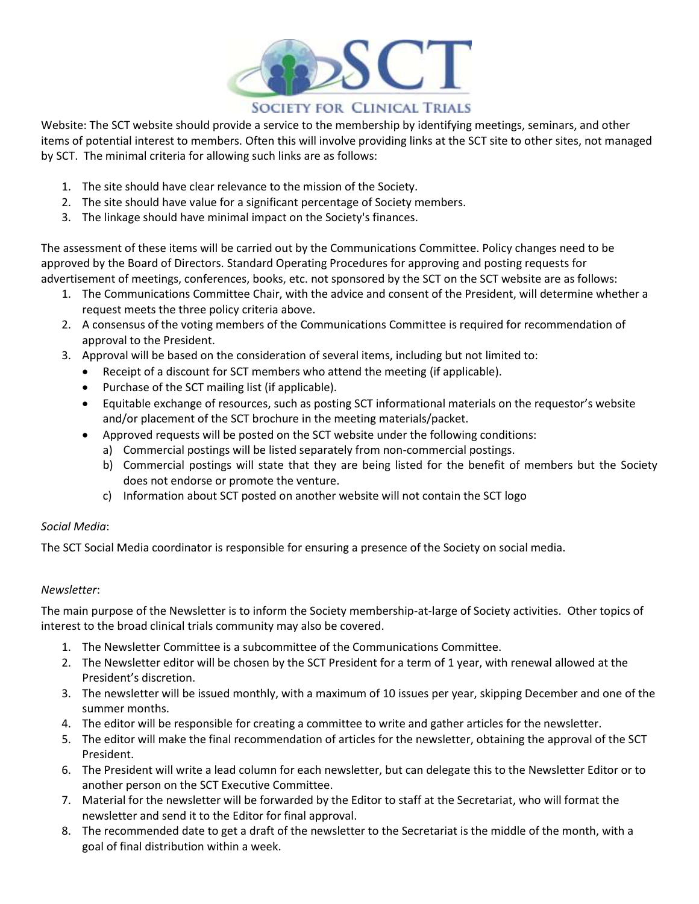Website: The SCT website should provide a service to the membership by identifying meetings, seminars, and other items of potential interest to members. Often this will involve providing links at the SCT site to other sites, not managed by SCT. The minimal criteria for allowing such links are as follows:

1. The site should have clear relevance to the mission of the Society.
2. The site should have value for a significant percentage of Society members.
3. The linkage should have minimal impact on the Society's finances.

The assessment of these items will be carried out by the Communications Committee. Policy changes need to be approved by the Board of Directors. Standard Operating Procedures for approving and posting requests for advertisement of meetings, conferences, books, etc. not sponsored by the SCT on the SCT website are as follows:

1. The Communications Committee Chair, with the advice and consent of the President, will determine whether a request meets the three policy criteria above.
2. A consensus of the voting members of the Communications Committee is required for recommendation of approval to the President.
3. Approval will be based on the consideration of several items, including but not limited to:
   - Receipt of a discount for SCT members who attend the meeting (if applicable).
   - Purchase of the SCT mailing list (if applicable).
   - Equitable exchange of resources, such as posting SCT informational materials on the requestor's website and/or placement of the SCT brochure in the meeting materials/packet.
   - Approved requests will be posted on the SCT website under the following conditions:
     a) Commercial postings will be listed separately from non-commercial postings.
     b) Commercial postings will state that they are being listed for the benefit of members but the Society does not endorse or promote the venture.
     c) Information about SCT posted on another website will not contain the SCT logo

*Social Media*:

The SCT Social Media coordinator is responsible for ensuring a presence of the Society on social media.

*Newsletter*:

The main purpose of the Newsletter is to inform the Society membership-at-large of Society activities. Other topics of interest to the broad clinical trials community may also be covered.

1. The Newsletter Committee is a subcommittee of the Communications Committee.
2. The Newsletter editor will be chosen by the SCT President for a term of 1 year, with renewal allowed at the President's discretion.
3. The newsletter will be issued monthly, with a maximum of 10 issues per year, skipping December and one of the summer months.
4. The editor will be responsible for creating a committee to write and gather articles for the newsletter.
5. The editor will make the final recommendation of articles for the newsletter, obtaining the approval of the SCT President.
6. The President will write a lead column for each newsletter, but can delegate this to the Newsletter Editor or to another person on the SCT Executive Committee.
7. Material for the newsletter will be forwarded by the Editor to staff at the Secretariat, who will format the newsletter and send it to the Editor for final approval.
8. The recommended date to get a draft of the newsletter to the Secretariat is the middle of the month, with a goal of final distribution within a week.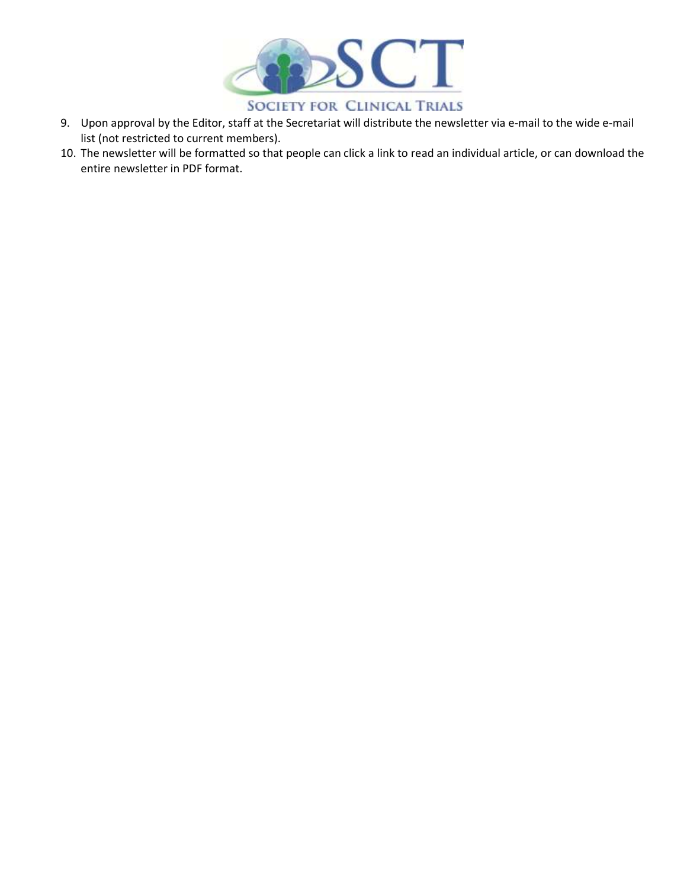9. Upon approval by the Editor, staff at the Secretariat will distribute the newsletter via e-mail to the wide e-mail list (not restricted to current members).
10. The newsletter will be formatted so that people can click a link to read an individual article, or can download the entire newsletter in PDF format.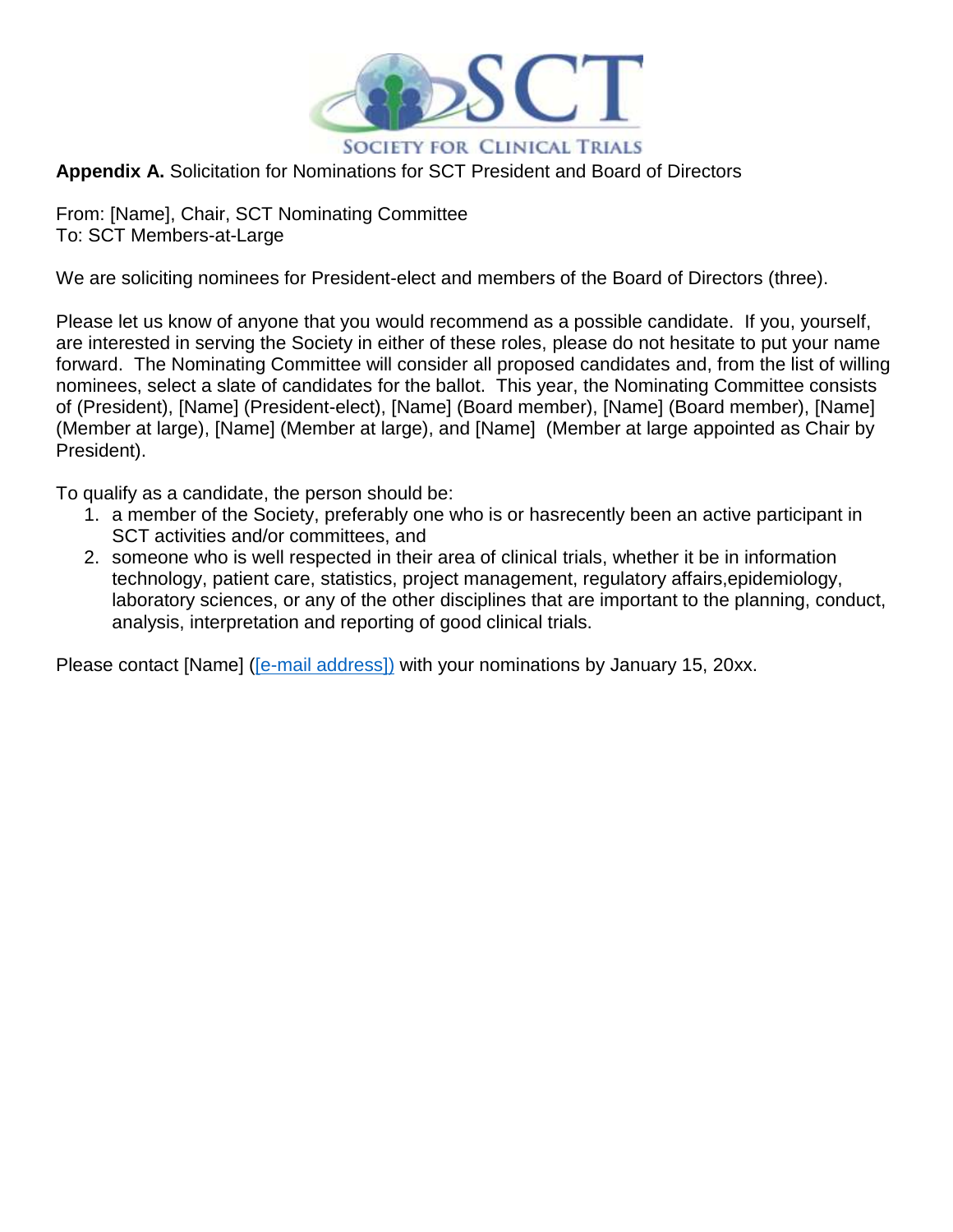**Appendix A.** Solicitation for Nominations for SCT President and Board of Directors

From: [Name], Chair, SCT Nominating Committee
To: SCT Members-at-Large

We are soliciting nominees for President-elect and members of the Board of Directors (three).

Please let us know of anyone that you would recommend as a possible candidate. If you, yourself, are interested in serving the Society in either of these roles, please do not hesitate to put your name forward. The Nominating Committee will consider all proposed candidates and, from the list of willing nominees, select a slate of candidates for the ballot. This year, the Nominating Committee consists of (President), [Name] (President-elect), [Name] (Board member), [Name] (Board member), [Name] (Member at large), [Name] (Member at large), and [Name] (Member at large appointed as Chair by President).

To qualify as a candidate, the person should be:

1. a member of the Society, preferably one who is or hasrecently been an active participant in SCT activities and/or committees, and
2. someone who is well respected in their area of clinical trials, whether it be in information technology, patient care, statistics, project management, regulatory affairs,epidemiology, laboratory sciences, or any of the other disciplines that are important to the planning, conduct, analysis, interpretation and reporting of good clinical trials.

Please contact [Name] ([e-mail address]) with your nominations by January 15, 20xx.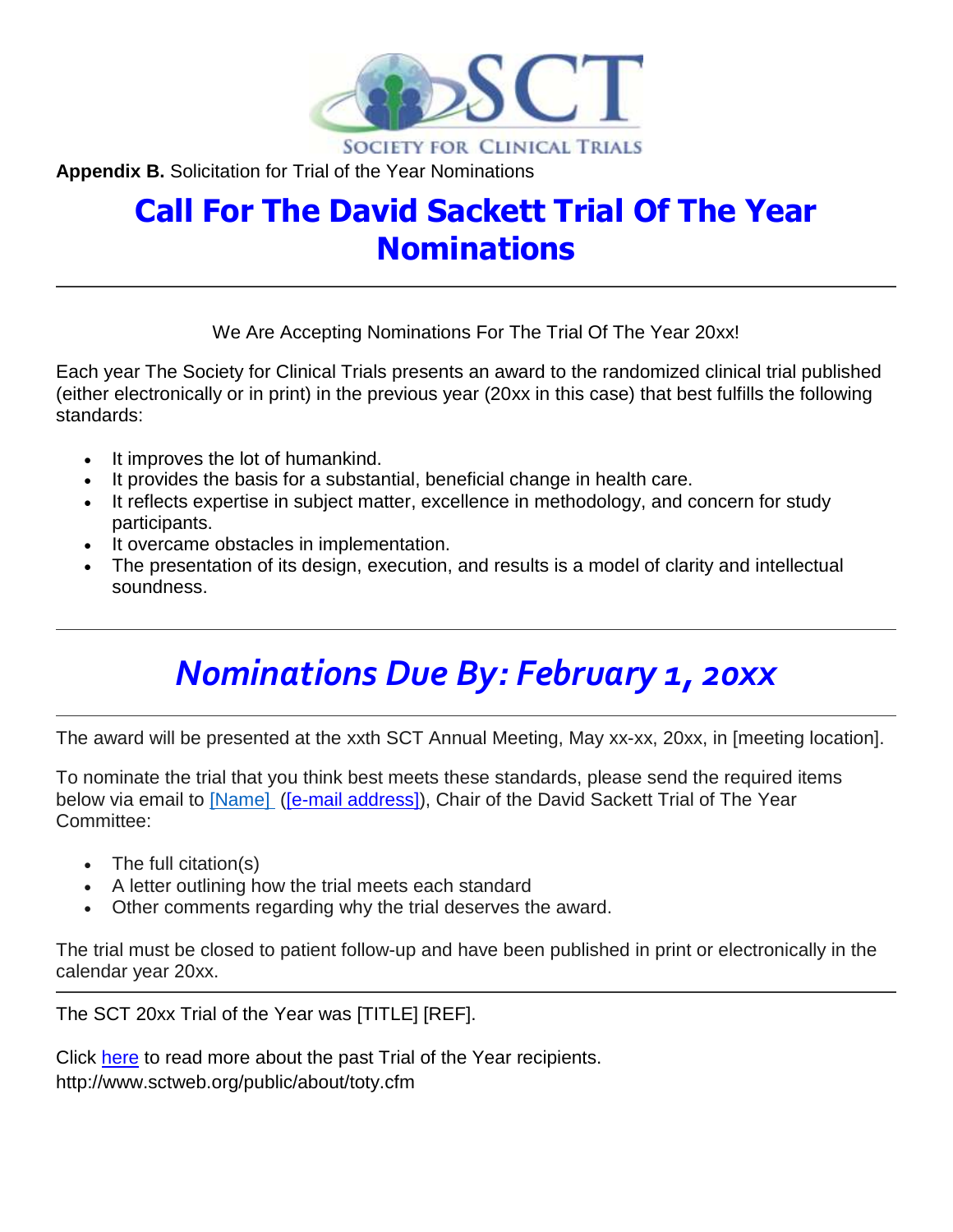SOCIETY FOR CLINICAL TRIALS

**Appendix B.** Solicitation for Trial of the Year Nominations

# Call For The David Sackett Trial Of The Year Nominations

---

We Are Accepting Nominations For The Trial Of The Year 20xx!

Each year The Society for Clinical Trials presents an award to the randomized clinical trial published (either electronically or in print) in the previous year (20xx in this case) that best fulfills the following standards:

- It improves the lot of humankind.
- It provides the basis for a substantial, beneficial change in health care.
- It reflects expertise in subject matter, excellence in methodology, and concern for study participants.
- It overcame obstacles in implementation.
- The presentation of its design, execution, and results is a model of clarity and intellectual soundness.

---

## *Nominations Due By: February 1, 20xx*

---

The award will be presented at the xxth SCT Annual Meeting, May xx-xx, 20xx, in [meeting location].

To nominate the trial that you think best meets these standards, please send the required items below via email to [Name] ([e-mail address]), Chair of the David Sackett Trial of The Year Committee:

- The full citation(s)
- A letter outlining how the trial meets each standard
- Other comments regarding why the trial deserves the award.

The trial must be closed to patient follow-up and have been published in print or electronically in the calendar year 20xx.

---

The SCT 20xx Trial of the Year was [TITLE] [REF].

Click here to read more about the past Trial of the Year recipients.
http://www.sctweb.org/public/about/toty.cfm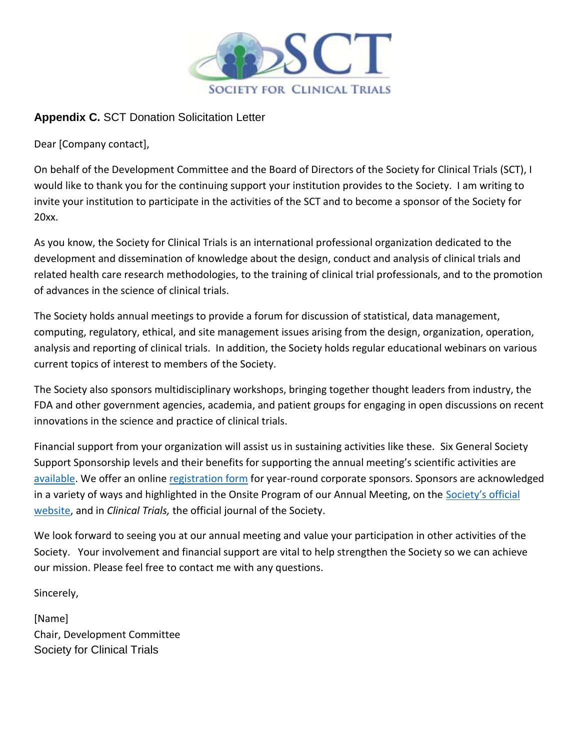**Appendix C.** SCT Donation Solicitation Letter

Dear [Company contact],

On behalf of the Development Committee and the Board of Directors of the Society for Clinical Trials (SCT), I would like to thank you for the continuing support your institution provides to the Society. I am writing to invite your institution to participate in the activities of the SCT and to become a sponsor of the Society for 20xx.

As you know, the Society for Clinical Trials is an international professional organization dedicated to the development and dissemination of knowledge about the design, conduct and analysis of clinical trials and related health care research methodologies, to the training of clinical trial professionals, and to the promotion of advances in the science of clinical trials.

The Society holds annual meetings to provide a forum for discussion of statistical, data management, computing, regulatory, ethical, and site management issues arising from the design, organization, operation, analysis and reporting of clinical trials. In addition, the Society holds regular educational webinars on various current topics of interest to members of the Society.

The Society also sponsors multidisciplinary workshops, bringing together thought leaders from industry, the FDA and other government agencies, academia, and patient groups for engaging in open discussions on recent innovations in the science and practice of clinical trials.

Financial support from your organization will assist us in sustaining activities like these. Six General Society Support Sponsorship levels and their benefits for supporting the annual meeting's scientific activities are available. We offer an online registration form for year-round corporate sponsors. Sponsors are acknowledged in a variety of ways and highlighted in the Onsite Program of our Annual Meeting, on the Society's official website, and in *Clinical Trials,* the official journal of the Society.

We look forward to seeing you at our annual meeting and value your participation in other activities of the Society. Your involvement and financial support are vital to help strengthen the Society so we can achieve our mission. Please feel free to contact me with any questions.

Sincerely,

[Name]
Chair, Development Committee
Society for Clinical Trials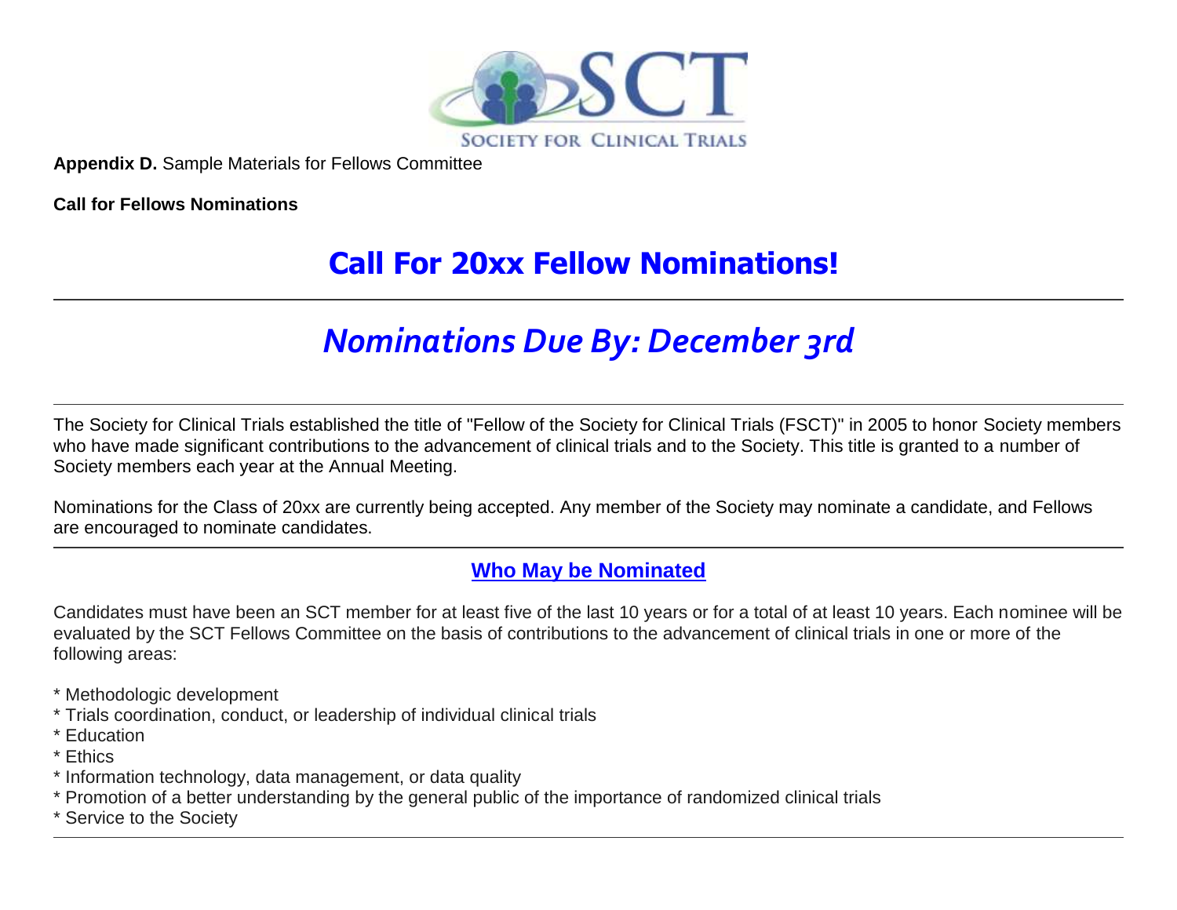**Appendix D.** Sample Materials for Fellows Committee

**Call for Fellows Nominations**

# Call For 20xx Fellow Nominations!

---

## *Nominations Due By: December 3rd*

---

The Society for Clinical Trials established the title of "Fellow of the Society for Clinical Trials (FSCT)" in 2005 to honor Society members who have made significant contributions to the advancement of clinical trials and to the Society. This title is granted to a number of Society members each year at the Annual Meeting.

Nominations for the Class of 20xx are currently being accepted. Any member of the Society may nominate a candidate, and Fellows are encouraged to nominate candidates.

---

### Who May be Nominated

Candidates must have been an SCT member for at least five of the last 10 years or for a total of at least 10 years. Each nominee will be evaluated by the SCT Fellows Committee on the basis of contributions to the advancement of clinical trials in one or more of the following areas:

* Methodologic development
* Trials coordination, conduct, or leadership of individual clinical trials
* Education
* Ethics
* Information technology, data management, or data quality
* Promotion of a better understanding by the general public of the importance of randomized clinical trials
* Service to the Society

---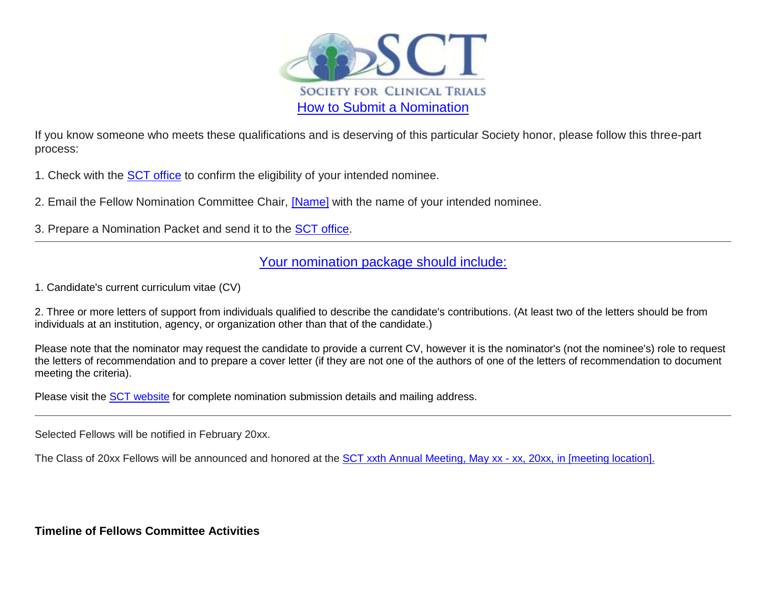## How to Submit a Nomination

If you know someone who meets these qualifications and is deserving of this particular Society honor, please follow this three-part process:

1. Check with the SCT office to confirm the eligibility of your intended nominee.

2. Email the Fellow Nomination Committee Chair, [Name] with the name of your intended nominee.

3. Prepare a Nomination Packet and send it to the SCT office.

---

## Your nomination package should include:

1. Candidate's current curriculum vitae (CV)

2. Three or more letters of support from individuals qualified to describe the candidate's contributions. (At least two of the letters should be from individuals at an institution, agency, or organization other than that of the candidate.)

Please note that the nominator may request the candidate to provide a current CV, however it is the nominator's (not the nominee's) role to request the letters of recommendation and to prepare a cover letter (if they are not one of the authors of one of the letters of recommendation to document meeting the criteria).

Please visit the SCT website for complete nomination submission details and mailing address.

---

Selected Fellows will be notified in February 20xx.

The Class of 20xx Fellows will be announced and honored at the SCT xxth Annual Meeting, May xx - xx, 20xx, in [meeting location].

**Timeline of Fellows Committee Activities**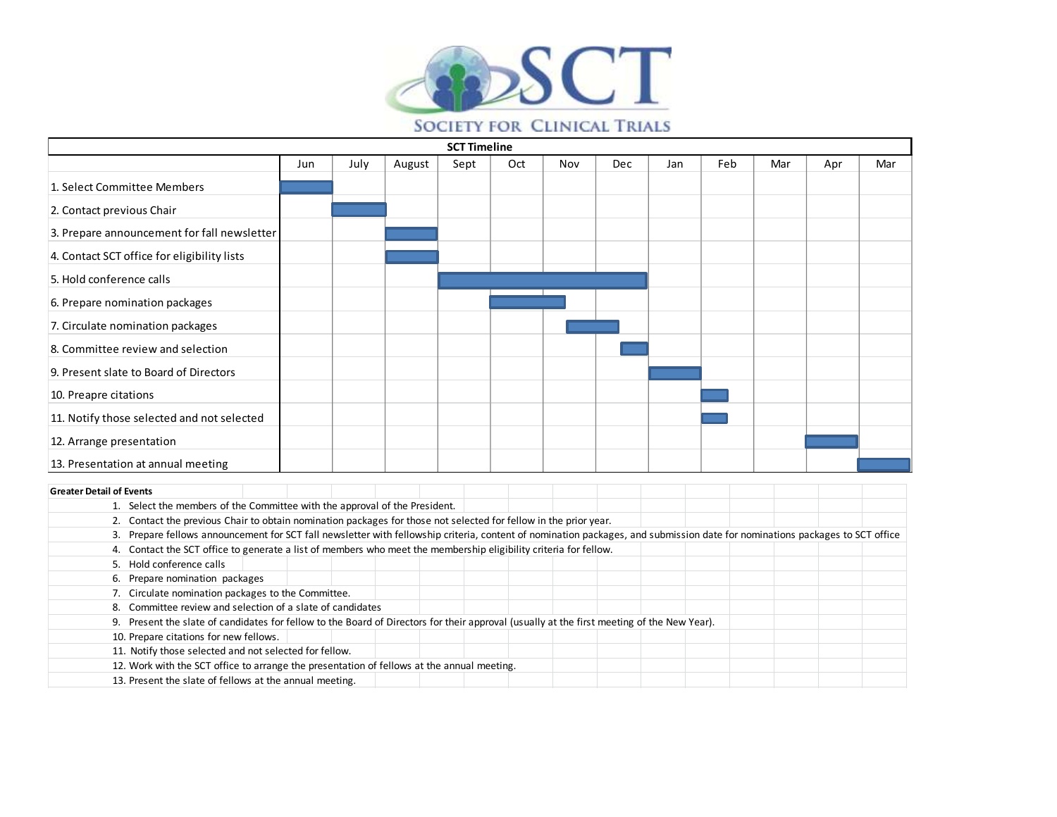SCT

SOCIETY FOR CLINICAL TRIALS

**SCT Timeline**

Jun July August Sept Oct Nov Dec Jan Feb Mar Apr Mar

1. Select Committee Members
2. Contact previous Chair
3. Prepare announcement for fall newsletter
4. Contact SCT office for eligibility lists
5. Hold conference calls
6. Prepare nomination packages
7. Circulate nomination packages
8. Committee review and selection
9. Present slate to Board of Directors
10. Preapre citations
11. Notify those selected and not selected
12. Arrange presentation
13. Presentation at annual meeting

**Greater Detail of Events**

1. Select the members of the Committee with the approval of the President.
2. Contact the previous Chair to obtain nomination packages for those not selected for fellow in the prior year.
3. Prepare fellows announcement for SCT fall newsletter with fellowship criteria, content of nomination packages, and submission date for nominations packages to SCT office
4. Contact the SCT office to generate a list of members who meet the membership eligibility criteria for fellow.
5. Hold conference calls
6. Prepare nomination packages
7. Circulate nomination packages to the Committee.
8. Committee review and selection of a slate of candidates
9. Present the slate of candidates for fellow to the Board of Directors for their approval (usually at the first meeting of the New Year).
10. Prepare citations for new fellows.
11. Notify those selected and not selected for fellow.
12. Work with the SCT office to arrange the presentation of fellows at the annual meeting.
13. Present the slate of fellows at the annual meeting.